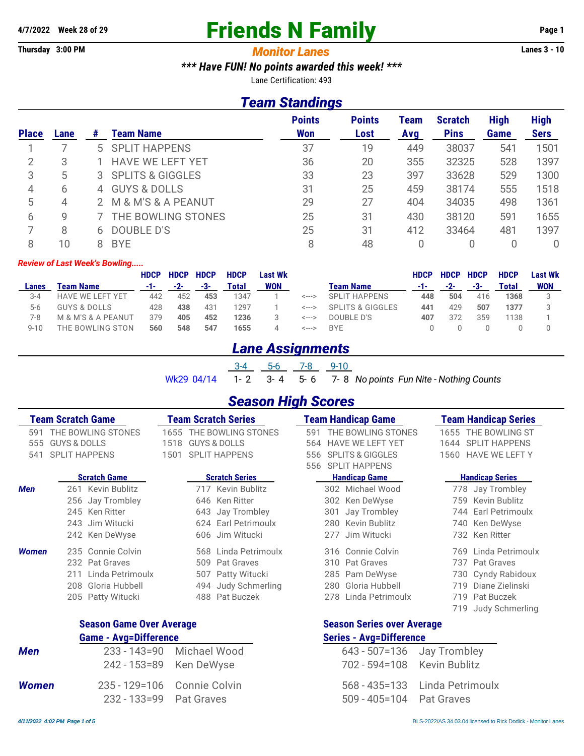4/7/2022 Week 28 of 29

# Friends N Family

Thursday 3:00 PM

## *Monitor Lanes*

Lanes 3 - 10

***\*\*\* Have FUN! No points awarded this week! \*\*\****

Lane Certification: 493

## *Team Standings*

| Place | Lane | # | Team Name | Points Won | Points Lost | Team Avg | Scratch Pins | High Game | High Sers |
|---|---|---|---|---|---|---|---|---|---|
| 1 | 7 | 5 | SPLIT HAPPENS | 37 | 19 | 449 | 38037 | 541 | 1501 |
| 2 | 3 | 1 | HAVE WE LEFT YET | 36 | 20 | 355 | 32325 | 528 | 1397 |
| 3 | 5 | 3 | SPLITS & GIGGLES | 33 | 23 | 397 | 33628 | 529 | 1300 |
| 4 | 6 | 4 | GUYS & DOLLS | 31 | 25 | 459 | 38174 | 555 | 1518 |
| 5 | 4 | 2 | M & M'S & A PEANUT | 29 | 27 | 404 | 34035 | 498 | 1361 |
| 6 | 9 | 7 | THE BOWLING STONES | 25 | 31 | 430 | 38120 | 591 | 1655 |
| 7 | 8 | 6 | DOUBLE D'S | 25 | 31 | 412 | 33464 | 481 | 1397 |
| 8 | 10 | 8 | BYE | 8 | 48 | 0 | 0 | 0 | 0 |

*Review of Last Week's Bowling.....*

| Lanes | Team Name | HDCP -1- | HDCP -2- | HDCP -3- | HDCP Total | Last Wk WON | | Team Name | HDCP -1- | HDCP -2- | HDCP -3- | HDCP Total | Last Wk WON |
|---|---|---|---|---|---|---|---|---|---|---|---|---|---|
| 3-4 | HAVE WE LEFT YET | 442 | 452 | **453** | 1347 | 1 | <---> | SPLIT HAPPENS | **448** | **504** | 416 | **1368** | 3 |
| 5-6 | GUYS & DOLLS | 428 | **438** | 431 | 1297 | 1 | <---> | SPLITS & GIGGLES | **441** | 429 | **507** | **1377** | 3 |
| 7-8 | M & M'S & A PEANUT | 379 | **405** | **452** | **1236** | 3 | <---> | DOUBLE D'S | **407** | 372 | 359 | 1138 | 1 |
| 9-10 | THE BOWLING STON | **560** | **548** | **547** | **1655** | 4 | <---> | BYE | 0 | 0 | 0 | 0 | 0 |

## *Lane Assignments*

| | 3-4 | 5-6 | 7-8 | 9-10 | |
|---|---|---|---|---|---|
| Wk29 04/14 | 1- 2 | 3- 4 | 5- 6 | 7- 8 | *No points Fun Nite - Nothing Counts* |

## *Season High Scores*

| Team Scratch Game | | Team Scratch Series | | Team Handicap Game | | Team Handicap Series | |
|---|---|---|---|---|---|---|---|
| 591 | THE BOWLING STONES | 1655 | THE BOWLING STONES | 591 | THE BOWLING STONES | 1655 | THE BOWLING ST |
| 555 | GUYS & DOLLS | 1518 | GUYS & DOLLS | 564 | HAVE WE LEFT YET | 1644 | SPLIT HAPPENS |
| 541 | SPLIT HAPPENS | 1501 | SPLIT HAPPENS | 556 | SPLITS & GIGGLES | 1560 | HAVE WE LEFT Y |
| | | | | 556 | SPLIT HAPPENS | | |

| | Scratch Game | Scratch Series | Handicap Game | Handicap Series |
|---|---|---|---|---|
| ***Men*** | 261 Kevin Bublitz | 717 Kevin Bublitz | 302 Michael Wood | 778 Jay Trombley |
| | 256 Jay Trombley | 646 Ken Ritter | 302 Ken DeWyse | 759 Kevin Bublitz |
| | 245 Ken Ritter | 643 Jay Trombley | 301 Jay Trombley | 744 Earl Petrimoulx |
| | 243 Jim Witucki | 624 Earl Petrimoulx | 280 Kevin Bublitz | 740 Ken DeWyse |
| | 242 Ken DeWyse | 606 Jim Witucki | 277 Jim Witucki | 732 Ken Ritter |
| ***Women*** | 235 Connie Colvin | 568 Linda Petrimoulx | 316 Connie Colvin | 769 Linda Petrimoulx |
| | 232 Pat Graves | 509 Pat Graves | 310 Pat Graves | 737 Pat Graves |
| | 211 Linda Petrimoulx | 507 Patty Witucki | 285 Pam DeWyse | 730 Cyndy Rabidoux |
| | 208 Gloria Hubbell | 494 Judy Schmerling | 280 Gloria Hubbell | 719 Diane Zielinski |
| | 205 Patty Witucki | 488 Pat Buczek | 278 Linda Petrimoulx | 719 Pat Buczek |
| | | | | 719 Judy Schmerling |

| | Season Game Over Average<br>Game - Avg=Difference | | Season Series over Average<br>Series - Avg=Difference | |
|---|---|---|---|---|
| ***Men*** | 233 - 143=90 | Michael Wood | 643 - 507=136 | Jay Trombley |
| | 242 - 153=89 | Ken DeWyse | 702 - 594=108 | Kevin Bublitz |
| ***Women*** | 235 - 129=106 | Connie Colvin | 568 - 435=133 | Linda Petrimoulx |
| | 232 - 133=99 | Pat Graves | 509 - 405=104 | Pat Graves |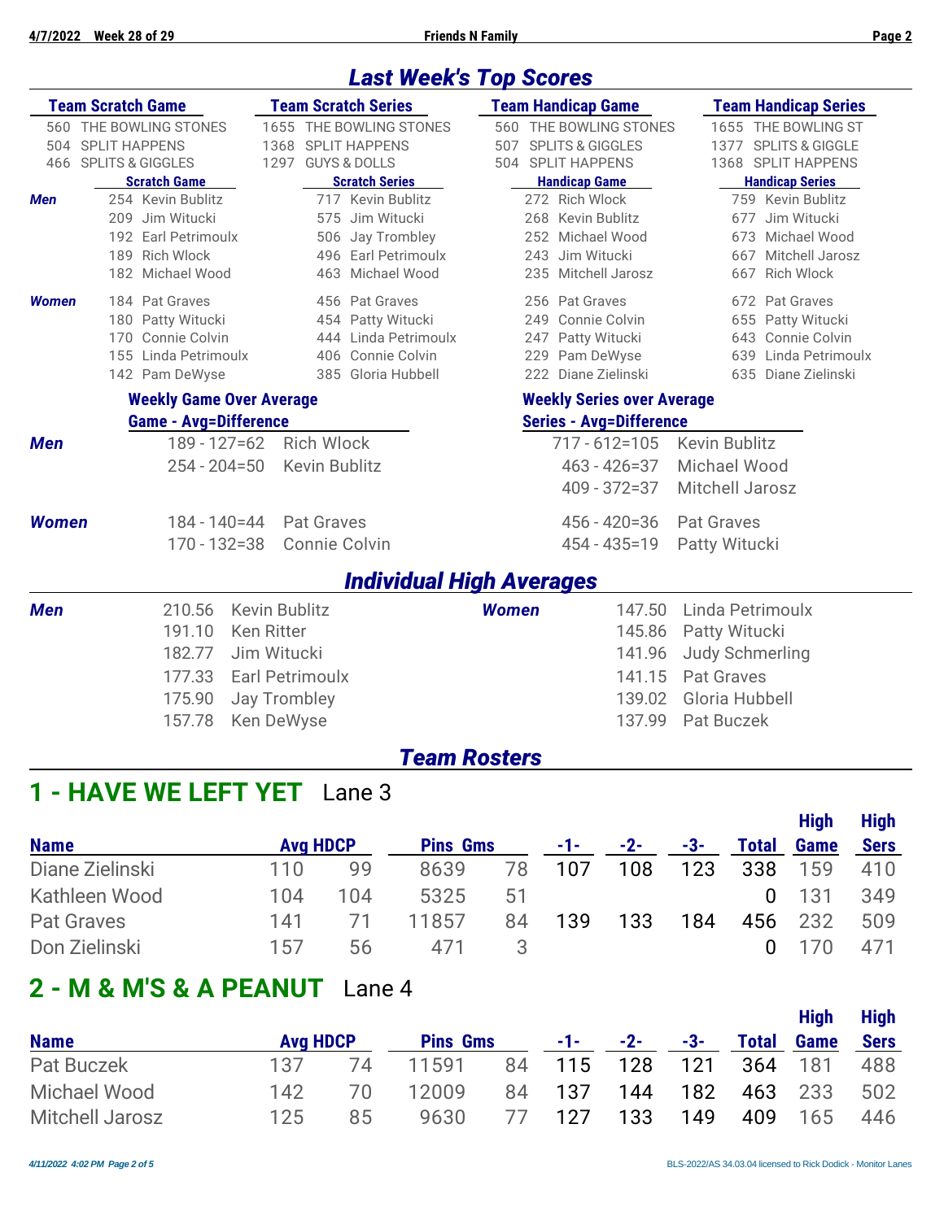## Last Week's Top Scores

| Team Scratch Game | Team Scratch Series | Team Handicap Game | Team Handicap Series |
|---|---|---|---|
| 560 THE BOWLING STONES | 1655 THE BOWLING STONES | 560 THE BOWLING STONES | 1655 THE BOWLING ST |
| 504 SPLIT HAPPENS | 1368 SPLIT HAPPENS | 507 SPLITS & GIGGLES | 1377 SPLITS & GIGGLE |
| 466 SPLITS & GIGGLES | 1297 GUYS & DOLLS | 504 SPLIT HAPPENS | 1368 SPLIT HAPPENS |

| | Scratch Game | Scratch Series | Handicap Game | Handicap Series |
|---|---|---|---|---|
| **Men** | 254 Kevin Bublitz | 717 Kevin Bublitz | 272 Rich Wlock | 759 Kevin Bublitz |
| | 209 Jim Witucki | 575 Jim Witucki | 268 Kevin Bublitz | 677 Jim Witucki |
| | 192 Earl Petrimoulx | 506 Jay Trombley | 252 Michael Wood | 673 Michael Wood |
| | 189 Rich Wlock | 496 Earl Petrimoulx | 243 Jim Witucki | 667 Mitchell Jarosz |
| | 182 Michael Wood | 463 Michael Wood | 235 Mitchell Jarosz | 667 Rich Wlock |
| **Women** | 184 Pat Graves | 456 Pat Graves | 256 Pat Graves | 672 Pat Graves |
| | 180 Patty Witucki | 454 Patty Witucki | 249 Connie Colvin | 655 Patty Witucki |
| | 170 Connie Colvin | 444 Linda Petrimoulx | 247 Patty Witucki | 643 Connie Colvin |
| | 155 Linda Petrimoulx | 406 Connie Colvin | 229 Pam DeWyse | 639 Linda Petrimoulx |
| | 142 Pam DeWyse | 385 Gloria Hubbell | 222 Diane Zielinski | 635 Diane Zielinski |

| | Weekly Game Over Average<br>Game - Avg=Difference | | Weekly Series over Average<br>Series - Avg=Difference | |
|---|---|---|---|---|
| **Men** | 189 - 127=62 | Rich Wlock | 717 - 612=105 | Kevin Bublitz |
| | 254 - 204=50 | Kevin Bublitz | 463 - 426=37 | Michael Wood |
| | | | 409 - 372=37 | Mitchell Jarosz |
| **Women** | 184 - 140=44 | Pat Graves | 456 - 420=36 | Pat Graves |
| | 170 - 132=38 | Connie Colvin | 454 - 435=19 | Patty Witucki |

## Individual High Averages

| Men | | | Women | | |
|---|---|---|---|---|---|
| | 210.56 | Kevin Bublitz | | 147.50 | Linda Petrimoulx |
| | 191.10 | Ken Ritter | | 145.86 | Patty Witucki |
| | 182.77 | Jim Witucki | | 141.96 | Judy Schmerling |
| | 177.33 | Earl Petrimoulx | | 141.15 | Pat Graves |
| | 175.90 | Jay Trombley | | 139.02 | Gloria Hubbell |
| | 157.78 | Ken DeWyse | | 137.99 | Pat Buczek |

## Team Rosters

## 1 - HAVE WE LEFT YET Lane 3

| Name | Avg | HDCP | Pins | Gms | -1- | -2- | -3- | Total | High Game | High Sers |
|---|---|---|---|---|---|---|---|---|---|---|
| Diane Zielinski | 110 | 99 | 8639 | 78 | 107 | 108 | 123 | 338 | 159 | 410 |
| Kathleen Wood | 104 | 104 | 5325 | 51 | | | | 0 | 131 | 349 |
| Pat Graves | 141 | 71 | 11857 | 84 | 139 | 133 | 184 | 456 | 232 | 509 |
| Don Zielinski | 157 | 56 | 471 | 3 | | | | 0 | 170 | 471 |

## 2 - M & M'S & A PEANUT Lane 4

| Name | Avg | HDCP | Pins | Gms | -1- | -2- | -3- | Total | High Game | High Sers |
|---|---|---|---|---|---|---|---|---|---|---|
| Pat Buczek | 137 | 74 | 11591 | 84 | 115 | 128 | 121 | 364 | 181 | 488 |
| Michael Wood | 142 | 70 | 12009 | 84 | 137 | 144 | 182 | 463 | 233 | 502 |
| Mitchell Jarosz | 125 | 85 | 9630 | 77 | 127 | 133 | 149 | 409 | 165 | 446 |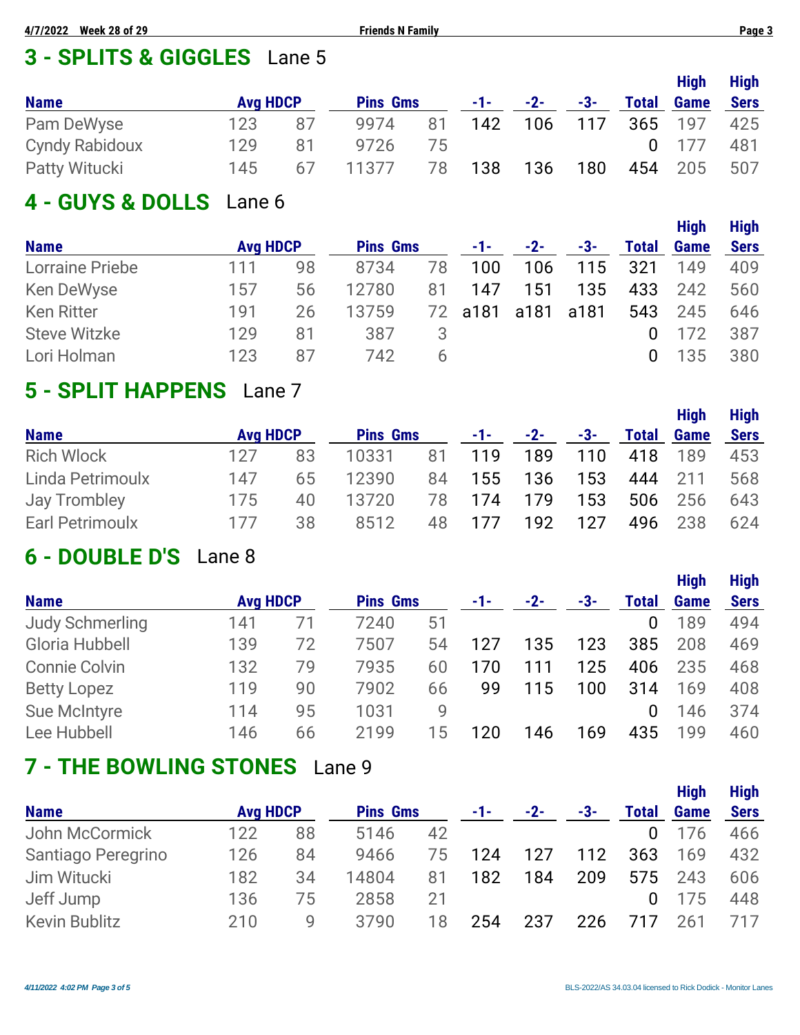## 3 - SPLITS & GIGGLES Lane 5

| Name | Avg | HDCP | Pins | Gms | -1- | -2- | -3- | Total | High Game | High Sers |
|---|---|---|---|---|---|---|---|---|---|---|
| Pam DeWyse | 123 | 87 | 9974 | 81 | 142 | 106 | 117 | 365 | 197 | 425 |
| Cyndy Rabidoux | 129 | 81 | 9726 | 75 | | | | 0 | 177 | 481 |
| Patty Witucki | 145 | 67 | 11377 | 78 | 138 | 136 | 180 | 454 | 205 | 507 |

## 4 - GUYS & DOLLS Lane 6

| Name | Avg | HDCP | Pins | Gms | -1- | -2- | -3- | Total | High Game | High Sers |
|---|---|---|---|---|---|---|---|---|---|---|
| Lorraine Priebe | 111 | 98 | 8734 | 78 | 100 | 106 | 115 | 321 | 149 | 409 |
| Ken DeWyse | 157 | 56 | 12780 | 81 | 147 | 151 | 135 | 433 | 242 | 560 |
| Ken Ritter | 191 | 26 | 13759 | 72 | a181 | a181 | a181 | 543 | 245 | 646 |
| Steve Witzke | 129 | 81 | 387 | 3 | | | | 0 | 172 | 387 |
| Lori Holman | 123 | 87 | 742 | 6 | | | | 0 | 135 | 380 |

## 5 - SPLIT HAPPENS Lane 7

| Name | Avg | HDCP | Pins | Gms | -1- | -2- | -3- | Total | High Game | High Sers |
|---|---|---|---|---|---|---|---|---|---|---|
| Rich Wlock | 127 | 83 | 10331 | 81 | 119 | 189 | 110 | 418 | 189 | 453 |
| Linda Petrimoulx | 147 | 65 | 12390 | 84 | 155 | 136 | 153 | 444 | 211 | 568 |
| Jay Trombley | 175 | 40 | 13720 | 78 | 174 | 179 | 153 | 506 | 256 | 643 |
| Earl Petrimoulx | 177 | 38 | 8512 | 48 | 177 | 192 | 127 | 496 | 238 | 624 |

## 6 - DOUBLE D'S Lane 8

| Name | Avg | HDCP | Pins | Gms | -1- | -2- | -3- | Total | High Game | High Sers |
|---|---|---|---|---|---|---|---|---|---|---|
| Judy Schmerling | 141 | 71 | 7240 | 51 | | | | 0 | 189 | 494 |
| Gloria Hubbell | 139 | 72 | 7507 | 54 | 127 | 135 | 123 | 385 | 208 | 469 |
| Connie Colvin | 132 | 79 | 7935 | 60 | 170 | 111 | 125 | 406 | 235 | 468 |
| Betty Lopez | 119 | 90 | 7902 | 66 | 99 | 115 | 100 | 314 | 169 | 408 |
| Sue McIntyre | 114 | 95 | 1031 | 9 | | | | 0 | 146 | 374 |
| Lee Hubbell | 146 | 66 | 2199 | 15 | 120 | 146 | 169 | 435 | 199 | 460 |

## 7 - THE BOWLING STONES Lane 9

| Name | Avg | HDCP | Pins | Gms | -1- | -2- | -3- | Total | High Game | High Sers |
|---|---|---|---|---|---|---|---|---|---|---|
| John McCormick | 122 | 88 | 5146 | 42 | | | | 0 | 176 | 466 |
| Santiago Peregrino | 126 | 84 | 9466 | 75 | 124 | 127 | 112 | 363 | 169 | 432 |
| Jim Witucki | 182 | 34 | 14804 | 81 | 182 | 184 | 209 | 575 | 243 | 606 |
| Jeff Jump | 136 | 75 | 2858 | 21 | | | | 0 | 175 | 448 |
| Kevin Bublitz | 210 | 9 | 3790 | 18 | 254 | 237 | 226 | 717 | 261 | 717 |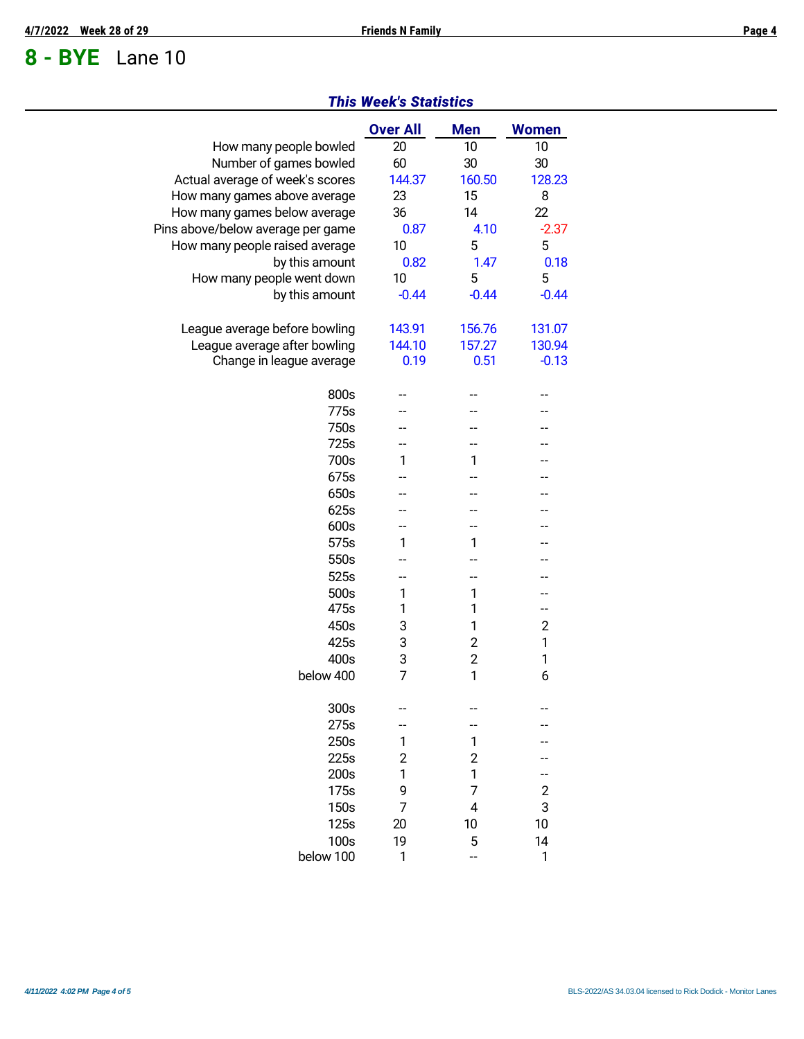# 8 - BYE Lane 10

## *This Week's Statistics*

| | Over All | Men | Women |
|---|---|---|---|
| How many people bowled | 20 | 10 | 10 |
| Number of games bowled | 60 | 30 | 30 |
| Actual average of week's scores | 144.37 | 160.50 | 128.23 |
| How many games above average | 23 | 15 | 8 |
| How many games below average | 36 | 14 | 22 |
| Pins above/below average per game | 0.87 | 4.10 | -2.37 |
| How many people raised average | 10 | 5 | 5 |
| by this amount | 0.82 | 1.47 | 0.18 |
| How many people went down | 10 | 5 | 5 |
| by this amount | -0.44 | -0.44 | -0.44 |
| | | | |
| League average before bowling | 143.91 | 156.76 | 131.07 |
| League average after bowling | 144.10 | 157.27 | 130.94 |
| Change in league average | 0.19 | 0.51 | -0.13 |
| | | | |
| 800s | -- | -- | -- |
| 775s | -- | -- | -- |
| 750s | -- | -- | -- |
| 725s | -- | -- | -- |
| 700s | 1 | 1 | -- |
| 675s | -- | -- | -- |
| 650s | -- | -- | -- |
| 625s | -- | -- | -- |
| 600s | -- | -- | -- |
| 575s | 1 | 1 | -- |
| 550s | -- | -- | -- |
| 525s | -- | -- | -- |
| 500s | 1 | 1 | -- |
| 475s | 1 | 1 | -- |
| 450s | 3 | 1 | 2 |
| 425s | 3 | 2 | 1 |
| 400s | 3 | 2 | 1 |
| below 400 | 7 | 1 | 6 |
| | | | |
| 300s | -- | -- | -- |
| 275s | -- | -- | -- |
| 250s | 1 | 1 | -- |
| 225s | 2 | 2 | -- |
| 200s | 1 | 1 | -- |
| 175s | 9 | 7 | 2 |
| 150s | 7 | 4 | 3 |
| 125s | 20 | 10 | 10 |
| 100s | 19 | 5 | 14 |
| below 100 | 1 | -- | 1 |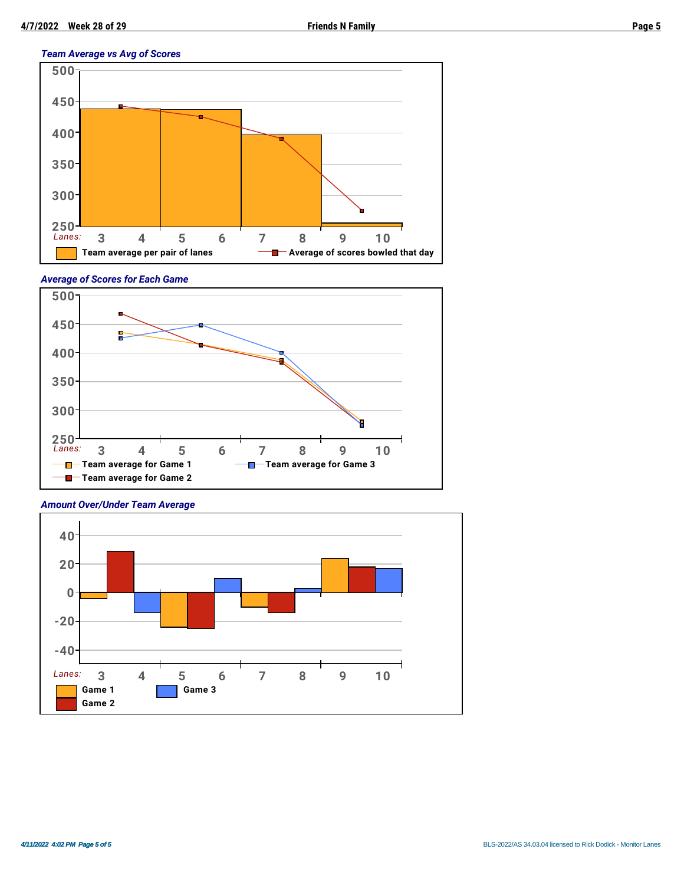### Team Average vs Avg of Scores

500
450
400
350
300
250

Lanes: 3 4 5 6 7 8 9 10

Team average per pair of lanes

Average of scores bowled that day

### Average of Scores for Each Game

500
450
400
350
300
250

Lanes: 3 4 5 6 7 8 9 10

Team average for Game 1

Team average for Game 3

Team average for Game 2

### Amount Over/Under Team Average

40
20
0
-20
-40

Lanes: 3 4 5 6 7 8 9 10

Game 1

Game 3

Game 2